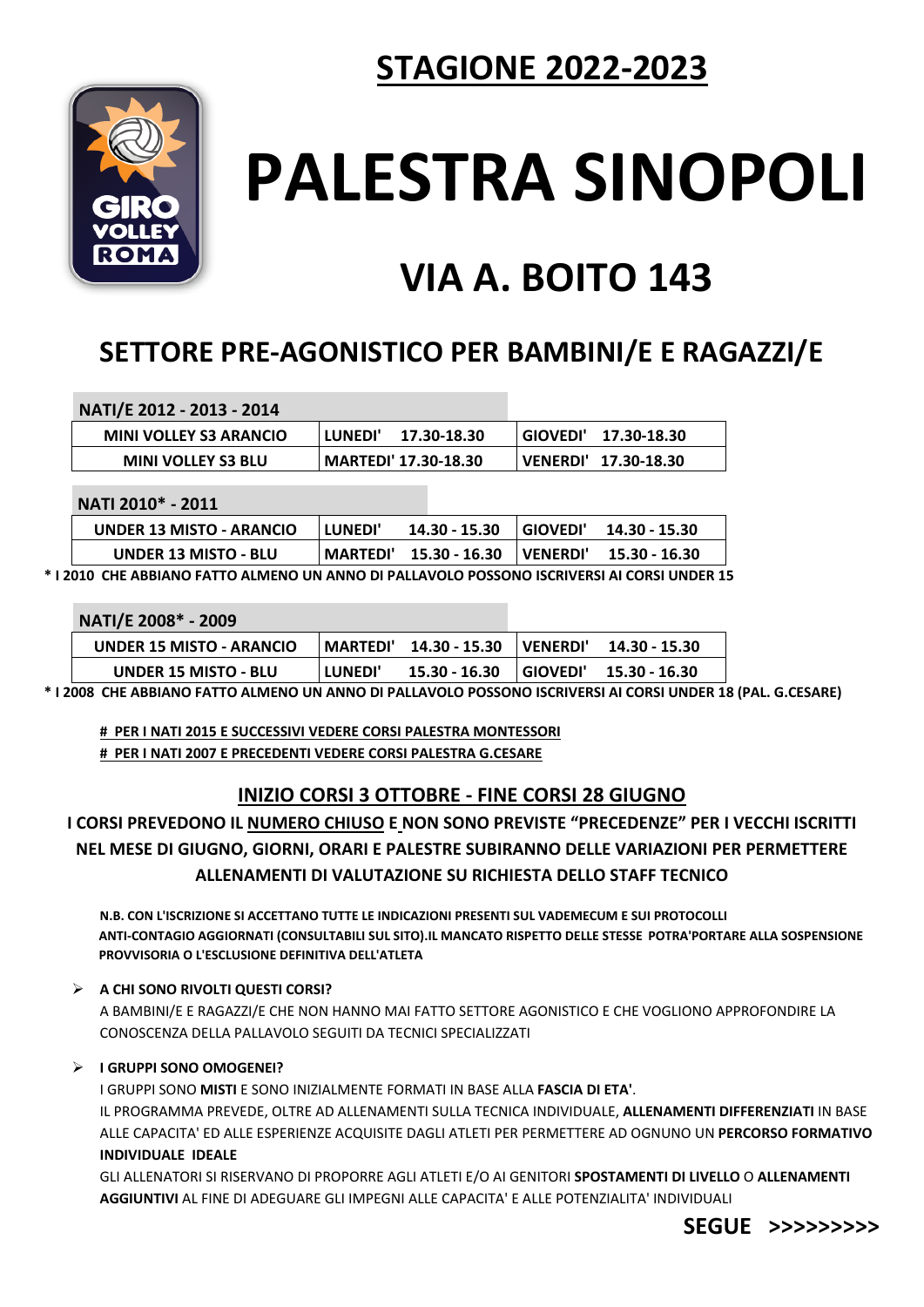# STAGIONE 2022-2023

# PALESTRA SINOPOLI

# VIA A. BOITO 143

## SETTORE PRE-AGONISTICO PER BAMBINI/E E RAGAZZI/E

| NATI/E 2012 - 2013 - 2014 | | |
|---|---|---|
| MINI VOLLEY S3 ARANCIO | LUNEDI' 17.30-18.30 | GIOVEDI' 17.30-18.30 |
| MINI VOLLEY S3 BLU | MARTEDI' 17.30-18.30 | VENERDI' 17.30-18.30 |

| NATI 2010* - 2011 | | |
|---|---|---|
| UNDER 13 MISTO - ARANCIO | LUNEDI' 14.30 - 15.30 | GIOVEDI' 14.30 - 15.30 |
| UNDER 13 MISTO - BLU | MARTEDI' 15.30 - 16.30 | VENERDI' 15.30 - 16.30 |

**\* I 2010 CHE ABBIANO FATTO ALMENO UN ANNO DI PALLAVOLO POSSONO ISCRIVERSI AI CORSI UNDER 15**

| NATI/E 2008* - 2009 | | |
|---|---|---|
| UNDER 15 MISTO - ARANCIO | MARTEDI' 14.30 - 15.30 | VENERDI' 14.30 - 15.30 |
| UNDER 15 MISTO - BLU | LUNEDI' 15.30 - 16.30 | GIOVEDI' 15.30 - 16.30 |

**\* I 2008 CHE ABBIANO FATTO ALMENO UN ANNO DI PALLAVOLO POSSONO ISCRIVERSI AI CORSI UNDER 18 (PAL. G.CESARE)**

**# PER I NATI 2015 E SUCCESSIVI VEDERE CORSI PALESTRA MONTESSORI**
**# PER I NATI 2007 E PRECEDENTI VEDERE CORSI PALESTRA G.CESARE**

### INIZIO CORSI 3 OTTOBRE - FINE CORSI 28 GIUGNO

**I CORSI PREVEDONO IL NUMERO CHIUSO E NON SONO PREVISTE "PRECEDENZE" PER I VECCHI ISCRITTI NEL MESE DI GIUGNO, GIORNI, ORARI E PALESTRE SUBIRANNO DELLE VARIAZIONI PER PERMETTERE ALLENAMENTI DI VALUTAZIONE SU RICHIESTA DELLO STAFF TECNICO**

**N.B. CON L'ISCRIZIONE SI ACCETTANO TUTTE LE INDICAZIONI PRESENTI SUL VADEMECUM E SUI PROTOCOLLI ANTI-CONTAGIO AGGIORNATI (CONSULTABILI SUL SITO).IL MANCATO RISPETTO DELLE STESSE POTRA'PORTARE ALLA SOSPENSIONE PROVVISORIA O L'ESCLUSIONE DEFINITIVA DELL'ATLETA**

- **A CHI SONO RIVOLTI QUESTI CORSI?**

  A BAMBINI/E E RAGAZZI/E CHE NON HANNO MAI FATTO SETTORE AGONISTICO E CHE VOGLIONO APPROFONDIRE LA CONOSCENZA DELLA PALLAVOLO SEGUITI DA TECNICI SPECIALIZZATI

- **I GRUPPI SONO OMOGENEI?**

  I GRUPPI SONO **MISTI** E SONO INIZIALMENTE FORMATI IN BASE ALLA **FASCIA DI ETA'**.

  IL PROGRAMMA PREVEDE, OLTRE AD ALLENAMENTI SULLA TECNICA INDIVIDUALE, **ALLENAMENTI DIFFERENZIATI** IN BASE ALLE CAPACITA' ED ALLE ESPERIENZE ACQUISITE DAGLI ATLETI PER PERMETTERE AD OGNUNO UN **PERCORSO FORMATIVO INDIVIDUALE IDEALE**

  GLI ALLENATORI SI RISERVANO DI PROPORRE AGLI ATLETI E/O AI GENITORI **SPOSTAMENTI DI LIVELLO** O **ALLENAMENTI AGGIUNTIVI** AL FINE DI ADEGUARE GLI IMPEGNI ALLE CAPACITA' E ALLE POTENZIALITA' INDIVIDUALI

**SEGUE >>>>>>>>>**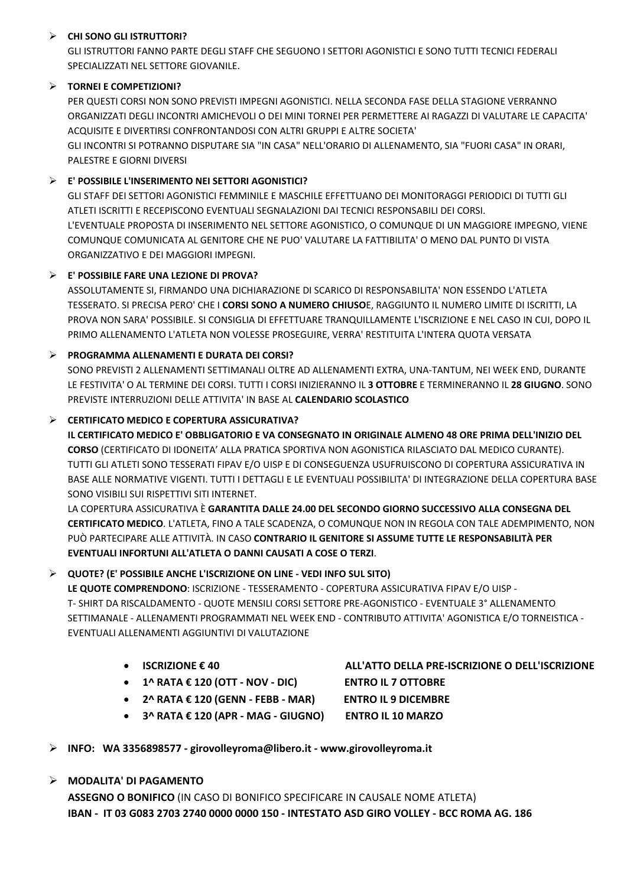- **CHI SONO GLI ISTRUTTORI?**

  GLI ISTRUTTORI FANNO PARTE DEGLI STAFF CHE SEGUONO I SETTORI AGONISTICI E SONO TUTTI TECNICI FEDERALI SPECIALIZZATI NEL SETTORE GIOVANILE.

- **TORNEI E COMPETIZIONI?**

  PER QUESTI CORSI NON SONO PREVISTI IMPEGNI AGONISTICI. NELLA SECONDA FASE DELLA STAGIONE VERRANNO ORGANIZZATI DEGLI INCONTRI AMICHEVOLI O DEI MINI TORNEI PER PERMETTERE AI RAGAZZI DI VALUTARE LE CAPACITA' ACQUISITE E DIVERTIRSI CONFRONTANDOSI CON ALTRI GRUPPI E ALTRE SOCIETA'

  GLI INCONTRI SI POTRANNO DISPUTARE SIA "IN CASA" NELL'ORARIO DI ALLENAMENTO, SIA "FUORI CASA" IN ORARI, PALESTRE E GIORNI DIVERSI

- **E' POSSIBILE L'INSERIMENTO NEI SETTORI AGONISTICI?**

  GLI STAFF DEI SETTORI AGONISTICI FEMMINILE E MASCHILE EFFETTUANO DEI MONITORAGGI PERIODICI DI TUTTI GLI ATLETI ISCRITTI E RECEPISCONO EVENTUALI SEGNALAZIONI DAI TECNICI RESPONSABILI DEI CORSI.

  L'EVENTUALE PROPOSTA DI INSERIMENTO NEL SETTORE AGONISTICO, O COMUNQUE DI UN MAGGIORE IMPEGNO, VIENE COMUNQUE COMUNICATA AL GENITORE CHE NE PUO' VALUTARE LA FATTIBILITA' O MENO DAL PUNTO DI VISTA ORGANIZZATIVO E DEI MAGGIORI IMPEGNI.

- **E' POSSIBILE FARE UNA LEZIONE DI PROVA?**

  ASSOLUTAMENTE SI, FIRMANDO UNA DICHIARAZIONE DI SCARICO DI RESPONSABILITA' NON ESSENDO L'ATLETA TESSERATO. SI PRECISA PERO' CHE I **CORSI SONO A NUMERO CHIUSO**E, RAGGIUNTO IL NUMERO LIMITE DI ISCRITTI, LA PROVA NON SARA' POSSIBILE. SI CONSIGLIA DI EFFETTUARE TRANQUILLAMENTE L'ISCRIZIONE E NEL CASO IN CUI, DOPO IL PRIMO ALLENAMENTO L'ATLETA NON VOLESSE PROSEGUIRE, VERRA' RESTITUITA L'INTERA QUOTA VERSATA

- **PROGRAMMA ALLENAMENTI E DURATA DEI CORSI?**

  SONO PREVISTI 2 ALLENAMENTI SETTIMANALI OLTRE AD ALLENAMENTI EXTRA, UNA-TANTUM, NEI WEEK END, DURANTE LE FESTIVITA' O AL TERMINE DEI CORSI. TUTTI I CORSI INIZIERANNO IL **3 OTTOBRE** E TERMINERANNO IL **28 GIUGNO**. SONO PREVISTE INTERRUZIONI DELLE ATTIVITA' IN BASE AL **CALENDARIO SCOLASTICO**

- **CERTIFICATO MEDICO E COPERTURA ASSICURATIVA?**

  **IL CERTIFICATO MEDICO E' OBBLIGATORIO E VA CONSEGNATO IN ORIGINALE ALMENO 48 ORE PRIMA DELL'INIZIO DEL CORSO** (CERTIFICATO DI IDONEITA' ALLA PRATICA SPORTIVA NON AGONISTICA RILASCIATO DAL MEDICO CURANTE).

  TUTTI GLI ATLETI SONO TESSERATI FIPAV E/O UISP E DI CONSEGUENZA USUFRUISCONO DI COPERTURA ASSICURATIVA IN BASE ALLE NORMATIVE VIGENTI. TUTTI I DETTAGLI E LE EVENTUALI POSSIBILITA' DI INTEGRAZIONE DELLA COPERTURA BASE SONO VISIBILI SUI RISPETTIVI SITI INTERNET.

  LA COPERTURA ASSICURATIVA È **GARANTITA DALLE 24.00 DEL SECONDO GIORNO SUCCESSIVO ALLA CONSEGNA DEL CERTIFICATO MEDICO**. L'ATLETA, FINO A TALE SCADENZA, O COMUNQUE NON IN REGOLA CON TALE ADEMPIMENTO, NON PUÒ PARTECIPARE ALLE ATTIVITÀ. IN CASO **CONTRARIO IL GENITORE SI ASSUME TUTTE LE RESPONSABILITÀ PER EVENTUALI INFORTUNI ALL'ATLETA O DANNI CAUSATI A COSE O TERZI**.

- **QUOTE? (E' POSSIBILE ANCHE L'ISCRIZIONE ON LINE - VEDI INFO SUL SITO)**

  **LE QUOTE COMPRENDONO**: ISCRIZIONE - TESSERAMENTO - COPERTURA ASSICURATIVA FIPAV E/O UISP - T- SHIRT DA RISCALDAMENTO - QUOTE MENSILI CORSI SETTORE PRE-AGONISTICO - EVENTUALE 3° ALLENAMENTO SETTIMANALE - ALLENAMENTI PROGRAMMATI NEL WEEK END - CONTRIBUTO ATTIVITA' AGONISTICA E/O TORNEISTICA - EVENTUALI ALLENAMENTI AGGIUNTIVI DI VALUTAZIONE

  - **ISCRIZIONE € 40** — **ALL'ATTO DELLA PRE-ISCRIZIONE O DELL'ISCRIZIONE**
  - **1^ RATA € 120 (OTT - NOV - DIC)** — **ENTRO IL 7 OTTOBRE**
  - **2^ RATA € 120 (GENN - FEBB - MAR)** — **ENTRO IL 9 DICEMBRE**
  - **3^ RATA € 120 (APR - MAG - GIUGNO)** — **ENTRO IL 10 MARZO**

- **INFO: WA 3356898577 - girovolleyroma@libero.it - www.girovolleyroma.it**

- **MODALITA' DI PAGAMENTO**

  **ASSEGNO O BONIFICO** (IN CASO DI BONIFICO SPECIFICARE IN CAUSALE NOME ATLETA)

  **IBAN - IT 03 G083 2703 2740 0000 0000 150 - INTESTATO ASD GIRO VOLLEY - BCC ROMA AG. 186**